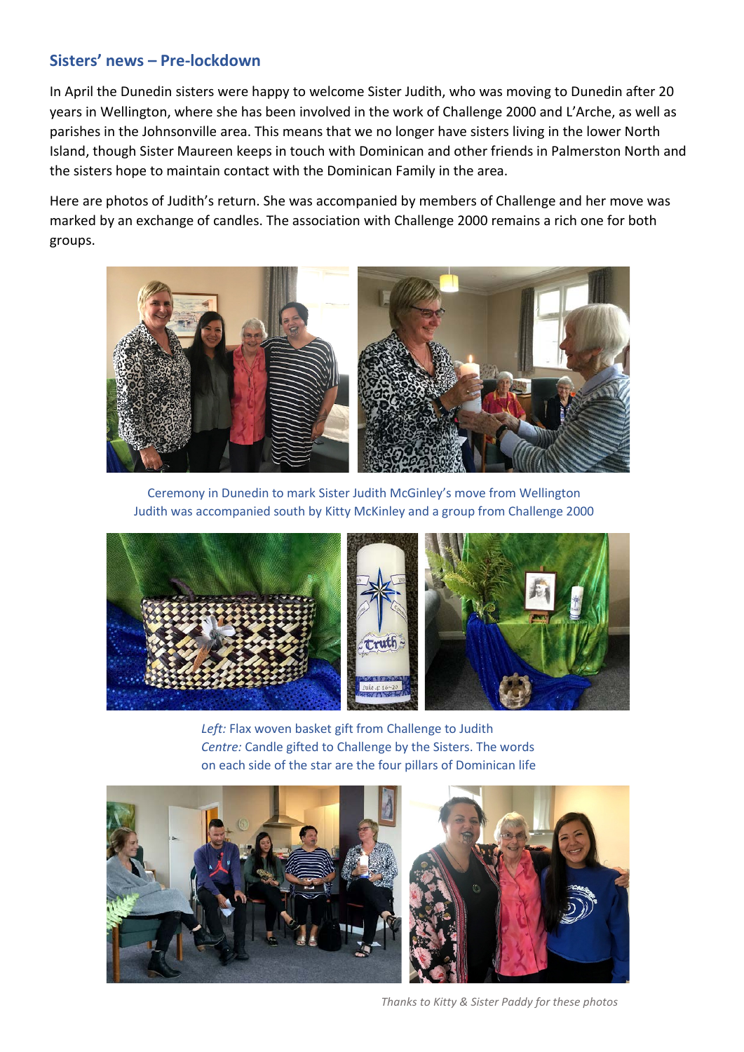## Sisters' news – Pre-lockdown

In April the Dunedin sisters were happy to welcome Sister Judith, who was moving to Dunedin after 20 years in Wellington, where she has been involved in the work of Challenge 2000 and L'Arche, as well as parishes in the Johnsonville area. This means that we no longer have sisters living in the lower North Island, though Sister Maureen keeps in touch with Dominican and other friends in Palmerston North and the sisters hope to maintain contact with the Dominican Family in the area.

Here are photos of Judith's return. She was accompanied by members of Challenge and her move was marked by an exchange of candles. The association with Challenge 2000 remains a rich one for both groups.

Ceremony in Dunedin to mark Sister Judith McGinley's move from Wellington
Judith was accompanied south by Kitty McKinley and a group from Challenge 2000

*Left:* Flax woven basket gift from Challenge to Judith
*Centre:* Candle gifted to Challenge by the Sisters. The words on each side of the star are the four pillars of Dominican life

*Thanks to Kitty & Sister Paddy for these photos*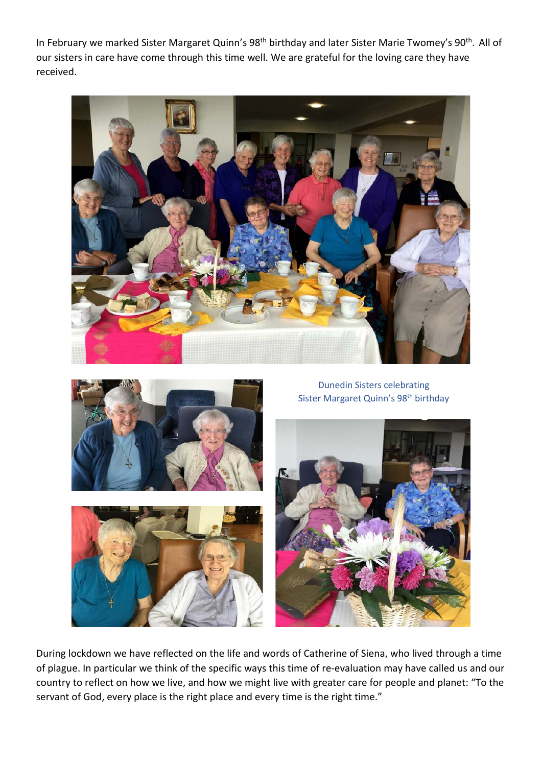In February we marked Sister Margaret Quinn's 98th birthday and later Sister Marie Twomey's 90th. All of our sisters in care have come through this time well. We are grateful for the loving care they have received.

Dunedin Sisters celebrating
Sister Margaret Quinn's 98th birthday

During lockdown we have reflected on the life and words of Catherine of Siena, who lived through a time of plague. In particular we think of the specific ways this time of re-evaluation may have called us and our country to reflect on how we live, and how we might live with greater care for people and planet: "To the servant of God, every place is the right place and every time is the right time."